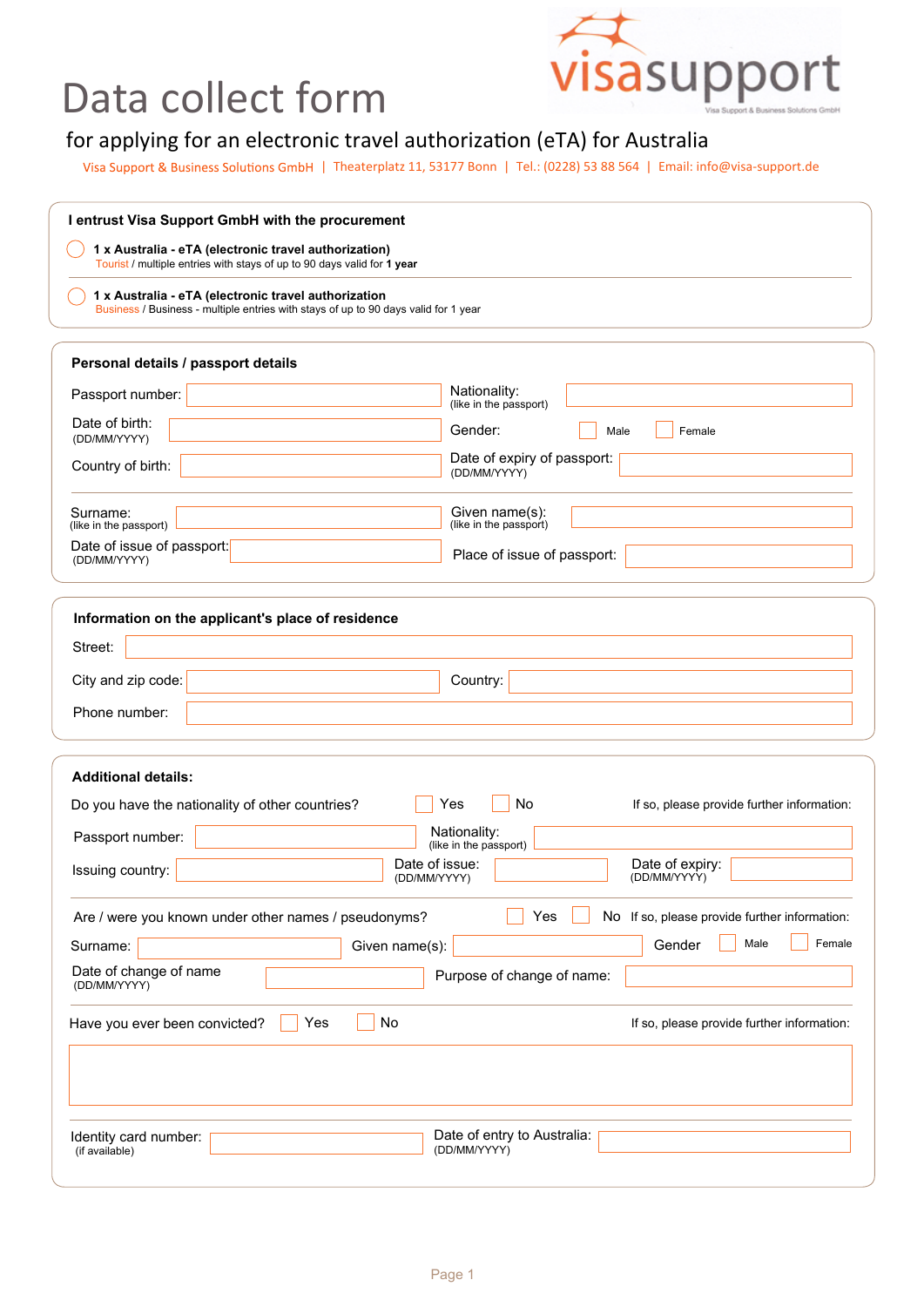visasupport

Visa Support & Business Solutions GmbH

# Data collect form

## for applying for an electronic travel authorization (eTA) for Australia

Visa Support & Business Solutions GmbH | Theaterplatz 11, 53177 Bonn | Tel.: (0228) 53 88 564 | Email: info@visa-support.de

**I entrust Visa Support GmbH with the procurement**

- ◯ **1 x Australia - eTA (electronic travel authorization)**
  Tourist / multiple entries with stays of up to 90 days valid for **1 year**
- ◯ **1 x Australia - eTA (electronic travel authorization**
  Business / Business - multiple entries with stays of up to 90 days valid for 1 year

**Personal details / passport details**

Passport number: ____________
Nationality: (like in the passport) ____________

Date of birth: (DD/MM/YYYY) ____________
Gender: ☐ Male ☐ Female

Country of birth: ____________
Date of expiry of passport: (DD/MM/YYYY) ____________

Surname: (like in the passport) ____________
Given name(s): (like in the passport) ____________

Date of issue of passport: (DD/MM/YYYY) ____________
Place of issue of passport: ____________

**Information on the applicant's place of residence**

Street: ____________

City and zip code: ____________
Country: ____________

Phone number: ____________

**Additional details:**

Do you have the nationality of other countries? ☐ Yes ☐ No
If so, please provide further information:

Passport number: ____________
Nationality: (like in the passport) ____________

Issuing country: ____________
Date of issue: (DD/MM/YYYY) ____________
Date of expiry: (DD/MM/YYYY) ____________

Are / were you known under other names / pseudonyms? ☐ Yes ☐ No
If so, please provide further information:

Surname: ____________
Given name(s): ____________
Gender ☐ Male ☐ Female

Date of change of name (DD/MM/YYYY) ____________
Purpose of change of name: ____________

Have you ever been convicted? ☐ Yes ☐ No
If so, please provide further information:

____________

Identity card number: (if available) ____________
Date of entry to Australia: (DD/MM/YYYY) ____________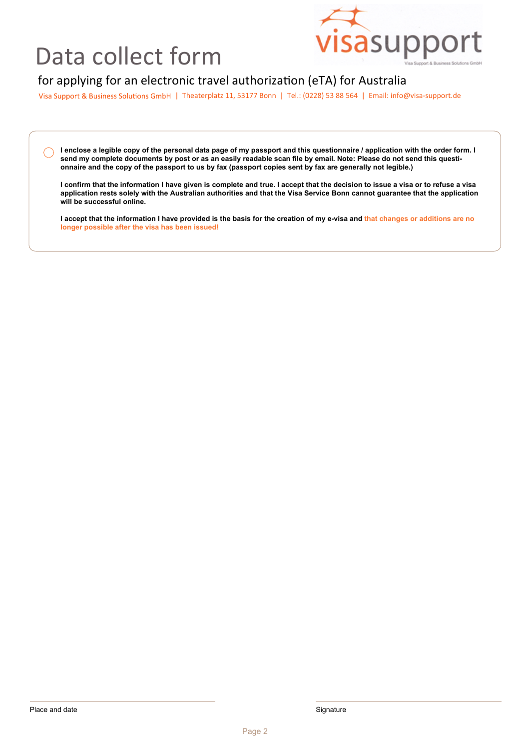# Data collect form

for applying for an electronic travel authorization (eTA) for Australia

Visa Support & Business Solutions GmbH | Theaterplatz 11, 53177 Bonn | Tel.: (0228) 53 88 564 | Email: info@visa-support.de

◯ **I enclose a legible copy of the personal data page of my passport and this questionnaire / application with the order form. I send my complete documents by post or as an easily readable scan file by email. Note: Please do not send this questionnaire and the copy of the passport to us by fax (passport copies sent by fax are generally not legible.)**

**I confirm that the information I have given is complete and true. I accept that the decision to issue a visa or to refuse a visa application rests solely with the Australian authorities and that the Visa Service Bonn cannot guarantee that the application will be successful online.**

**I accept that the information I have provided is the basis for the creation of my e-visa and that changes or additions are no longer possible after the visa has been issued!**

Place and date

Signature